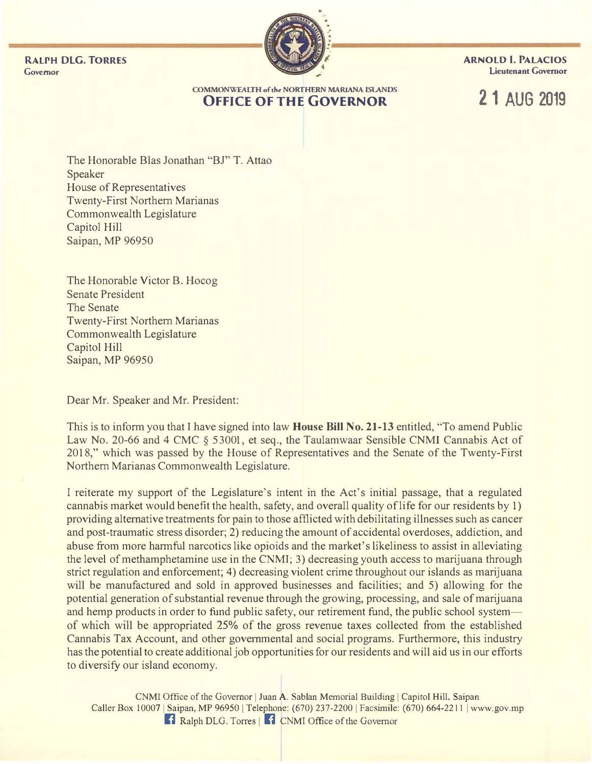**RALPH DLG. TORRES**
Governor

**ARNOLD I. PALACIOS**
Lieutenant Governor

COMMONWEALTH of the NORTHERN MARIANA ISLANDS
**OFFICE OF THE GOVERNOR**

21 AUG 2019

The Honorable Blas Jonathan "BJ" T. Attao
Speaker
House of Representatives
Twenty-First Northern Marianas
Commonwealth Legislature
Capitol Hill
Saipan, MP 96950

The Honorable Victor B. Hocog
Senate President
The Senate
Twenty-First Northern Marianas
Commonwealth Legislature
Capitol Hill
Saipan, MP 96950

Dear Mr. Speaker and Mr. President:

This is to inform you that I have signed into law **House Bill No. 21-13** entitled, "To amend Public Law No. 20-66 and 4 CMC § 53001, et seq., the Taulamwaar Sensible CNMI Cannabis Act of 2018," which was passed by the House of Representatives and the Senate of the Twenty-First Northern Marianas Commonwealth Legislature.

I reiterate my support of the Legislature's intent in the Act's initial passage, that a regulated cannabis market would benefit the health, safety, and overall quality of life for our residents by 1) providing alternative treatments for pain to those afflicted with debilitating illnesses such as cancer and post-traumatic stress disorder; 2) reducing the amount of accidental overdoses, addiction, and abuse from more harmful narcotics like opioids and the market's likeliness to assist in alleviating the level of methamphetamine use in the CNMI; 3) decreasing youth access to marijuana through strict regulation and enforcement; 4) decreasing violent crime throughout our islands as marijuana will be manufactured and sold in approved businesses and facilities; and 5) allowing for the potential generation of substantial revenue through the growing, processing, and sale of marijuana and hemp products in order to fund public safety, our retirement fund, the public school system—of which will be appropriated 25% of the gross revenue taxes collected from the established Cannabis Tax Account, and other governmental and social programs. Furthermore, this industry has the potential to create additional job opportunities for our residents and will aid us in our efforts to diversify our island economy.

CNMI Office of the Governor | Juan A. Sablan Memorial Building | Capitol Hill, Saipan
Caller Box 10007 | Saipan, MP 96950 | Telephone: (670) 237-2200 | Facsimile: (670) 664-2211 | www.gov.mp
Ralph DLG. Torres | CNMI Office of the Governor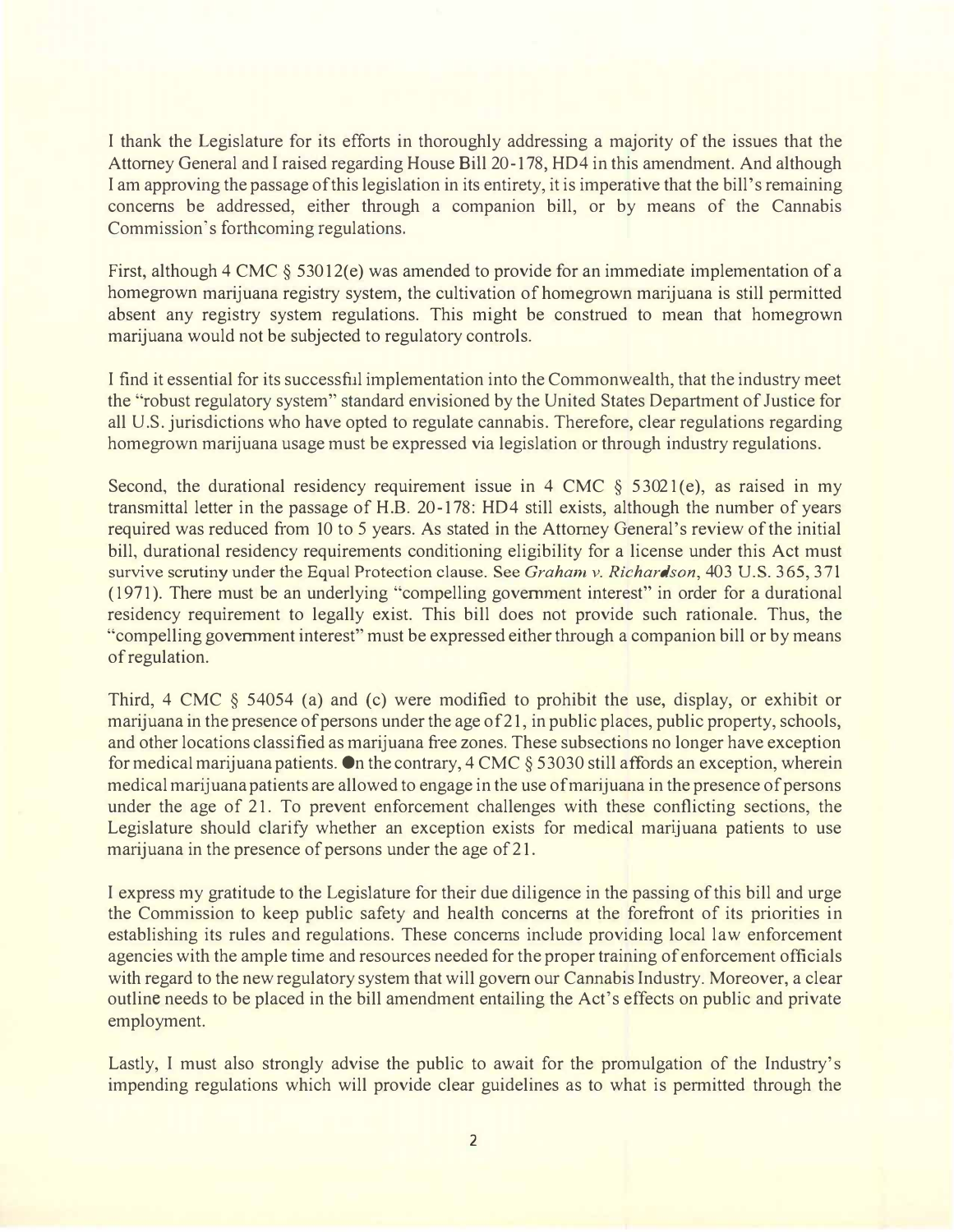I thank the Legislature for its efforts in thoroughly addressing a majority of the issues that the Attorney General and I raised regarding House Bill 20-178, HD4 in this amendment. And although I am approving the passage of this legislation in its entirety, it is imperative that the bill's remaining concerns be addressed, either through a companion bill, or by means of the Cannabis Commission's forthcoming regulations.

First, although 4 CMC § 53012(e) was amended to provide for an immediate implementation of a homegrown marijuana registry system, the cultivation of homegrown marijuana is still permitted absent any registry system regulations. This might be construed to mean that homegrown marijuana would not be subjected to regulatory controls.

I find it essential for its successful implementation into the Commonwealth, that the industry meet the "robust regulatory system" standard envisioned by the United States Department of Justice for all U.S. jurisdictions who have opted to regulate cannabis. Therefore, clear regulations regarding homegrown marijuana usage must be expressed via legislation or through industry regulations.

Second, the durational residency requirement issue in 4 CMC § 53021(e), as raised in my transmittal letter in the passage of H.B. 20-178: HD4 still exists, although the number of years required was reduced from 10 to 5 years. As stated in the Attorney General's review of the initial bill, durational residency requirements conditioning eligibility for a license under this Act must survive scrutiny under the Equal Protection clause. See *Graham v. Richardson*, 403 U.S. 365, 371 (1971). There must be an underlying "compelling government interest" in order for a durational residency requirement to legally exist. This bill does not provide such rationale. Thus, the "compelling government interest" must be expressed either through a companion bill or by means of regulation.

Third, 4 CMC § 54054 (a) and (c) were modified to prohibit the use, display, or exhibit or marijuana in the presence of persons under the age of 21, in public places, public property, schools, and other locations classified as marijuana free zones. These subsections no longer have exception for medical marijuana patients. On the contrary, 4 CMC § 53030 still affords an exception, wherein medical marijuana patients are allowed to engage in the use of marijuana in the presence of persons under the age of 21. To prevent enforcement challenges with these conflicting sections, the Legislature should clarify whether an exception exists for medical marijuana patients to use marijuana in the presence of persons under the age of 21.

I express my gratitude to the Legislature for their due diligence in the passing of this bill and urge the Commission to keep public safety and health concerns at the forefront of its priorities in establishing its rules and regulations. These concerns include providing local law enforcement agencies with the ample time and resources needed for the proper training of enforcement officials with regard to the new regulatory system that will govern our Cannabis Industry. Moreover, a clear outline needs to be placed in the bill amendment entailing the Act's effects on public and private employment.

Lastly, I must also strongly advise the public to await for the promulgation of the Industry's impending regulations which will provide clear guidelines as to what is permitted through the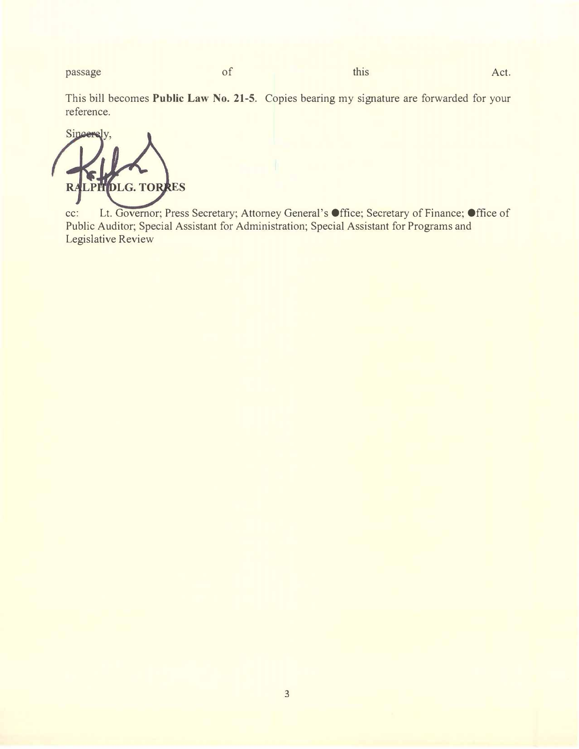passage of this Act.

This bill becomes **Public Law No. 21-5**. Copies bearing my signature are forwarded for your reference.

Sincerely,

**RALPH DLG. TORRES**

cc: Lt. Governor; Press Secretary; Attorney General's Office; Secretary of Finance; Office of Public Auditor; Special Assistant for Administration; Special Assistant for Programs and Legislative Review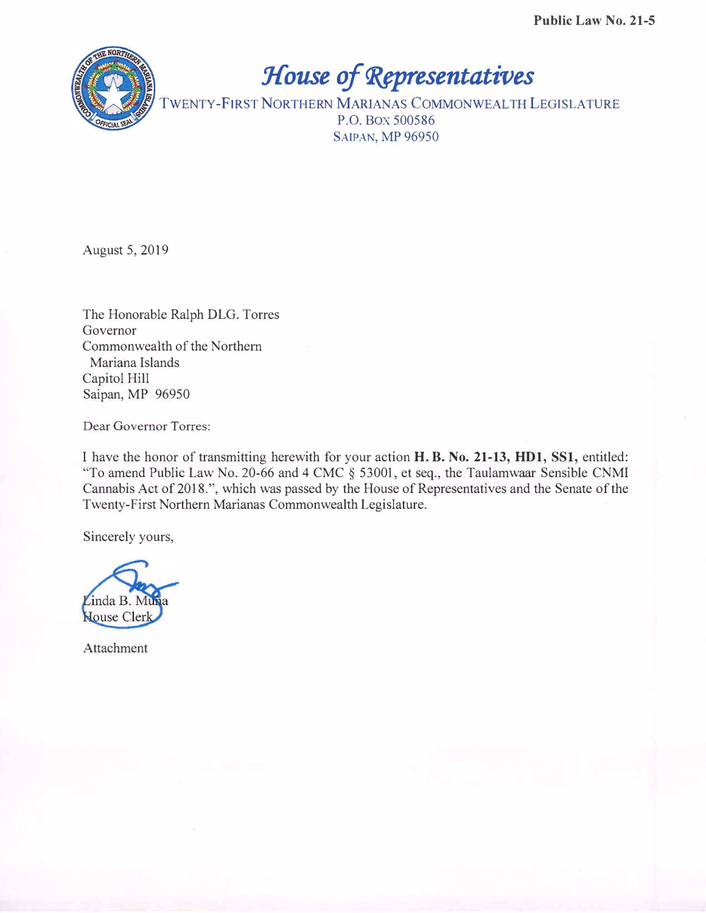Public Law No. 21-5

# *House of Representatives*

TWENTY-FIRST NORTHERN MARIANAS COMMONWEALTH LEGISLATURE
P.O. BOX 500586
SAIPAN, MP 96950

August 5, 2019

The Honorable Ralph DLG. Torres
Governor
Commonwealth of the Northern
Mariana Islands
Capitol Hill
Saipan, MP 96950

Dear Governor Torres:

I have the honor of transmitting herewith for your action **H. B. No. 21-13, HD1, SS1,** entitled: "To amend Public Law No. 20-66 and 4 CMC § 53001, et seq., the Taulamwaar Sensible CNMI Cannabis Act of 2018.", which was passed by the House of Representatives and the Senate of the Twenty-First Northern Marianas Commonwealth Legislature.

Sincerely yours,

Linda B. Muña
House Clerk

Attachment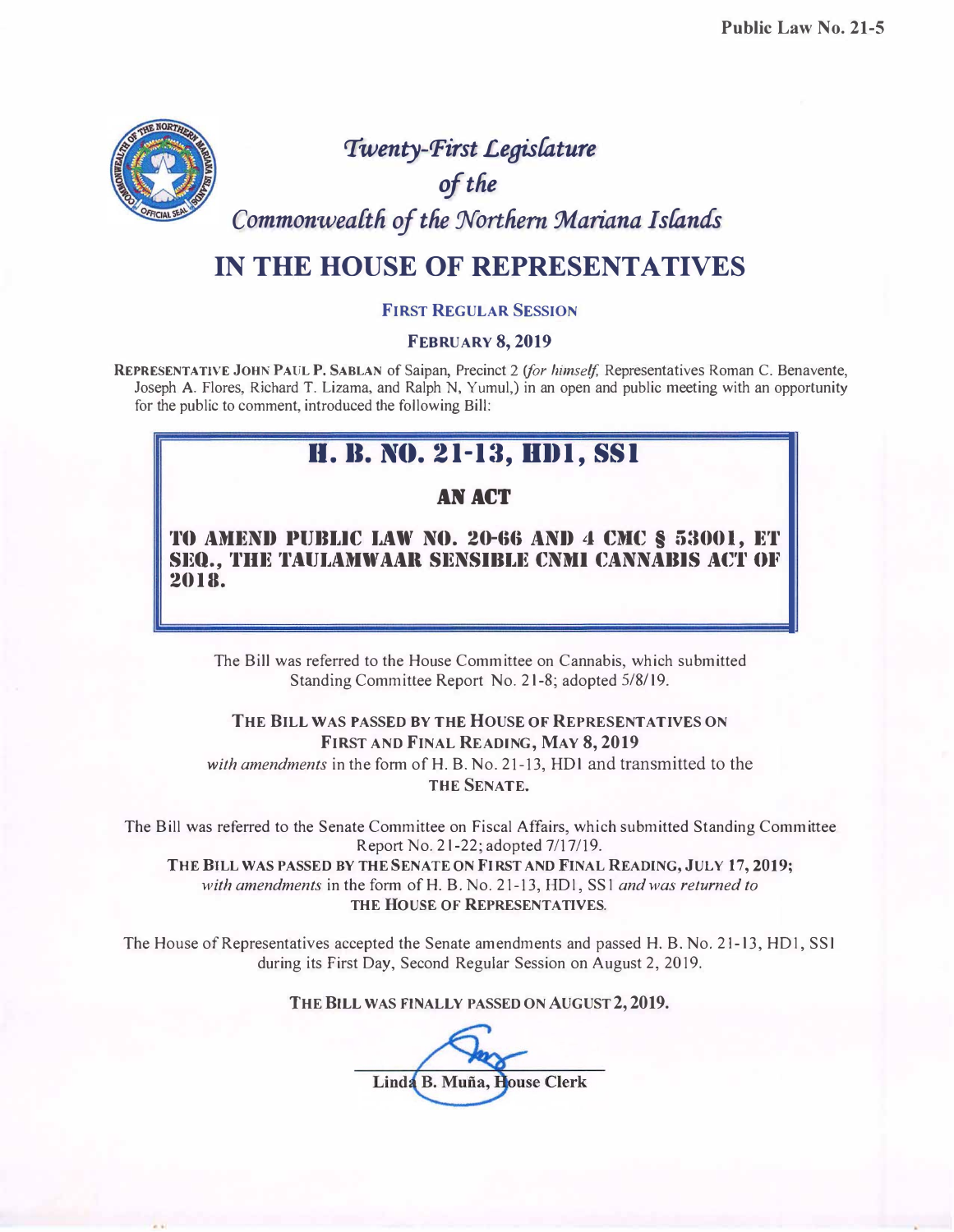**Public Law No. 21-5**

# *Twenty-First Legislature of the Commonwealth of the Northern Mariana Islands*

# IN THE HOUSE OF REPRESENTATIVES

**FIRST REGULAR SESSION**

**FEBRUARY 8, 2019**

**REPRESENTATIVE JOHN PAUL P. SABLAN** of Saipan, Precinct 2 (*for himself*, Representatives Roman C. Benavente, Joseph A. Flores, Richard T. Lizama, and Ralph N, Yumul,) in an open and public meeting with an opportunity for the public to comment, introduced the following Bill:

## H. B. NO. 21-13, HD1, SS1

### AN ACT

**TO AMEND PUBLIC LAW NO. 20-66 AND 4 CMC § 53001, ET SEQ., THE TAULAMWAAR SENSIBLE CNMI CANNABIS ACT OF 2018.**

The Bill was referred to the House Committee on Cannabis, which submitted Standing Committee Report No. 21-8; adopted 5/8/19.

**THE BILL WAS PASSED BY THE HOUSE OF REPRESENTATIVES ON FIRST AND FINAL READING, MAY 8, 2019**
*with amendments* in the form of H. B. No. 21-13, HD1 and transmitted to the **THE SENATE.**

The Bill was referred to the Senate Committee on Fiscal Affairs, which submitted Standing Committee Report No. 21-22; adopted 7/17/19.
**THE BILL WAS PASSED BY THE SENATE ON FIRST AND FINAL READING, JULY 17, 2019;**
*with amendments* in the form of H. B. No. 21-13, HD1, SS1 *and was returned to* **THE HOUSE OF REPRESENTATIVES.**

The House of Representatives accepted the Senate amendments and passed H. B. No. 21-13, HD1, SS1 during its First Day, Second Regular Session on August 2, 2019.

**THE BILL WAS FINALLY PASSED ON AUGUST 2, 2019.**

**Linda B. Muña, House Clerk**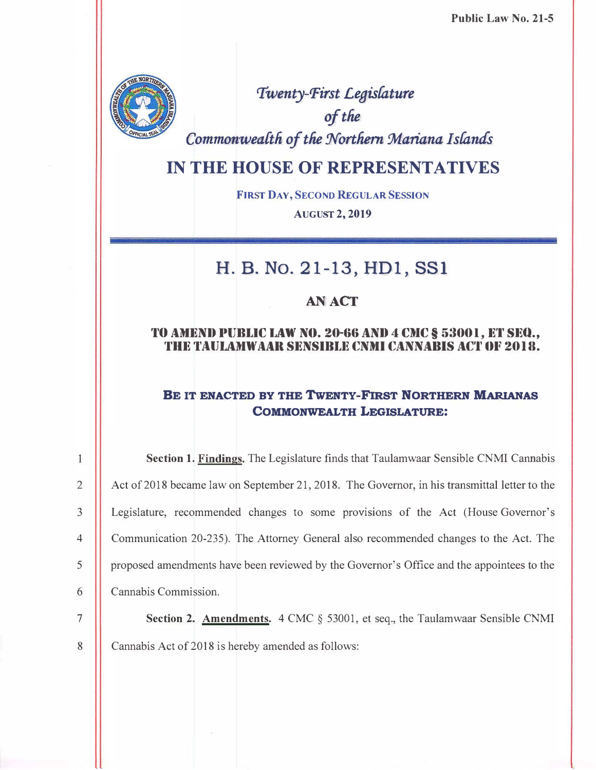**Public Law No. 21-5**

*Twenty-First Legislature*
*of the*
*Commonwealth of the Northern Mariana Islands*

# IN THE HOUSE OF REPRESENTATIVES

FIRST DAY, SECOND REGULAR SESSION

AUGUST 2, 2019

## H. B. No. 21-13, HD1, SS1

### AN ACT

**TO AMEND PUBLIC LAW NO. 20-66 AND 4 CMC § 53001, ET SEQ., THE TAULAMWAAR SENSIBLE CNMI CANNABIS ACT OF 2018.**

**BE IT ENACTED BY THE TWENTY-FIRST NORTHERN MARIANAS COMMONWEALTH LEGISLATURE:**

1 **Section 1. Findings.** The Legislature finds that Taulamwaar Sensible CNMI Cannabis
2 Act of 2018 became law on September 21, 2018. The Governor, in his transmittal letter to the
3 Legislature, recommended changes to some provisions of the Act (House Governor's
4 Communication 20-235). The Attorney General also recommended changes to the Act. The
5 proposed amendments have been reviewed by the Governor's Office and the appointees to the
6 Cannabis Commission.

7 **Section 2. Amendments.** 4 CMC § 53001, et seq., the Taulamwaar Sensible CNMI
8 Cannabis Act of 2018 is hereby amended as follows: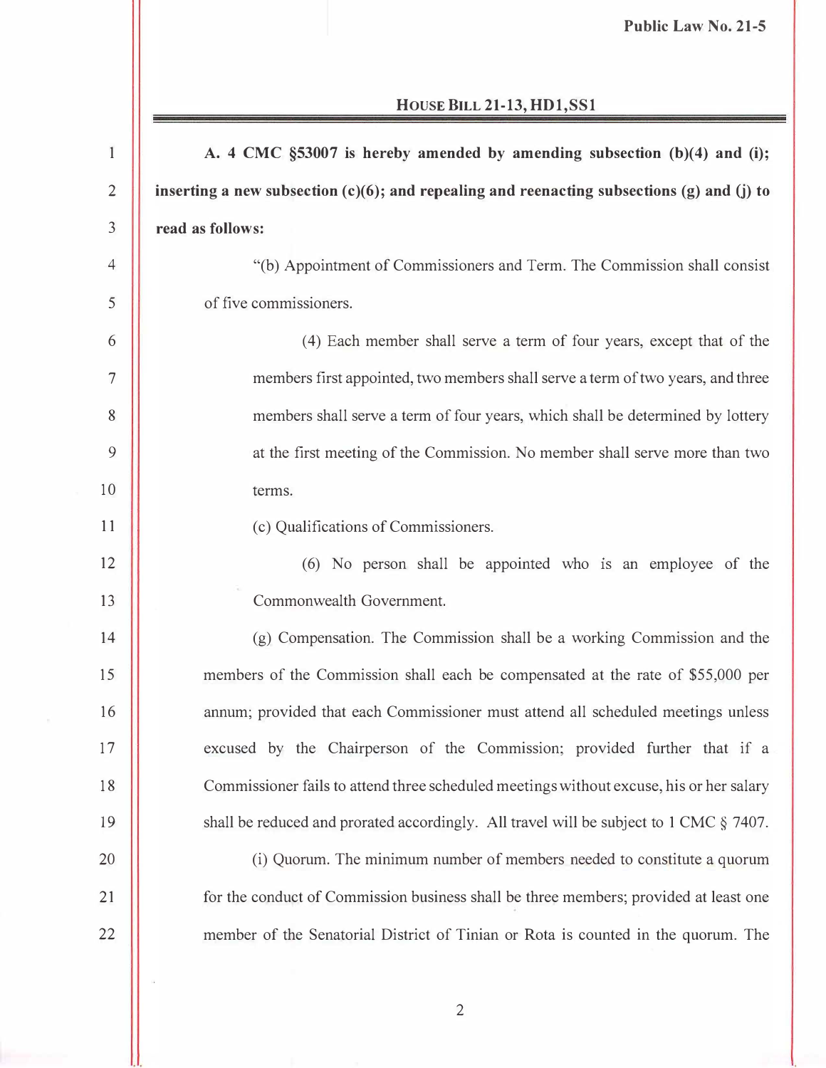## House Bill 21-13, HD1, SS1

**A. 4 CMC §53007 is hereby amended by amending subsection (b)(4) and (i); inserting a new subsection (c)(6); and repealing and reenacting subsections (g) and (j) to read as follows:**

"(b) Appointment of Commissioners and Term. The Commission shall consist of five commissioners.

(4) Each member shall serve a term of four years, except that of the members first appointed, two members shall serve a term of two years, and three members shall serve a term of four years, which shall be determined by lottery at the first meeting of the Commission. No member shall serve more than two terms.

(c) Qualifications of Commissioners.

(6) No person shall be appointed who is an employee of the Commonwealth Government.

(g) Compensation. The Commission shall be a working Commission and the members of the Commission shall each be compensated at the rate of $55,000 per annum; provided that each Commissioner must attend all scheduled meetings unless excused by the Chairperson of the Commission; provided further that if a Commissioner fails to attend three scheduled meetings without excuse, his or her salary shall be reduced and prorated accordingly. All travel will be subject to 1 CMC § 7407.

(i) Quorum. The minimum number of members needed to constitute a quorum for the conduct of Commission business shall be three members; provided at least one member of the Senatorial District of Tinian or Rota is counted in the quorum. The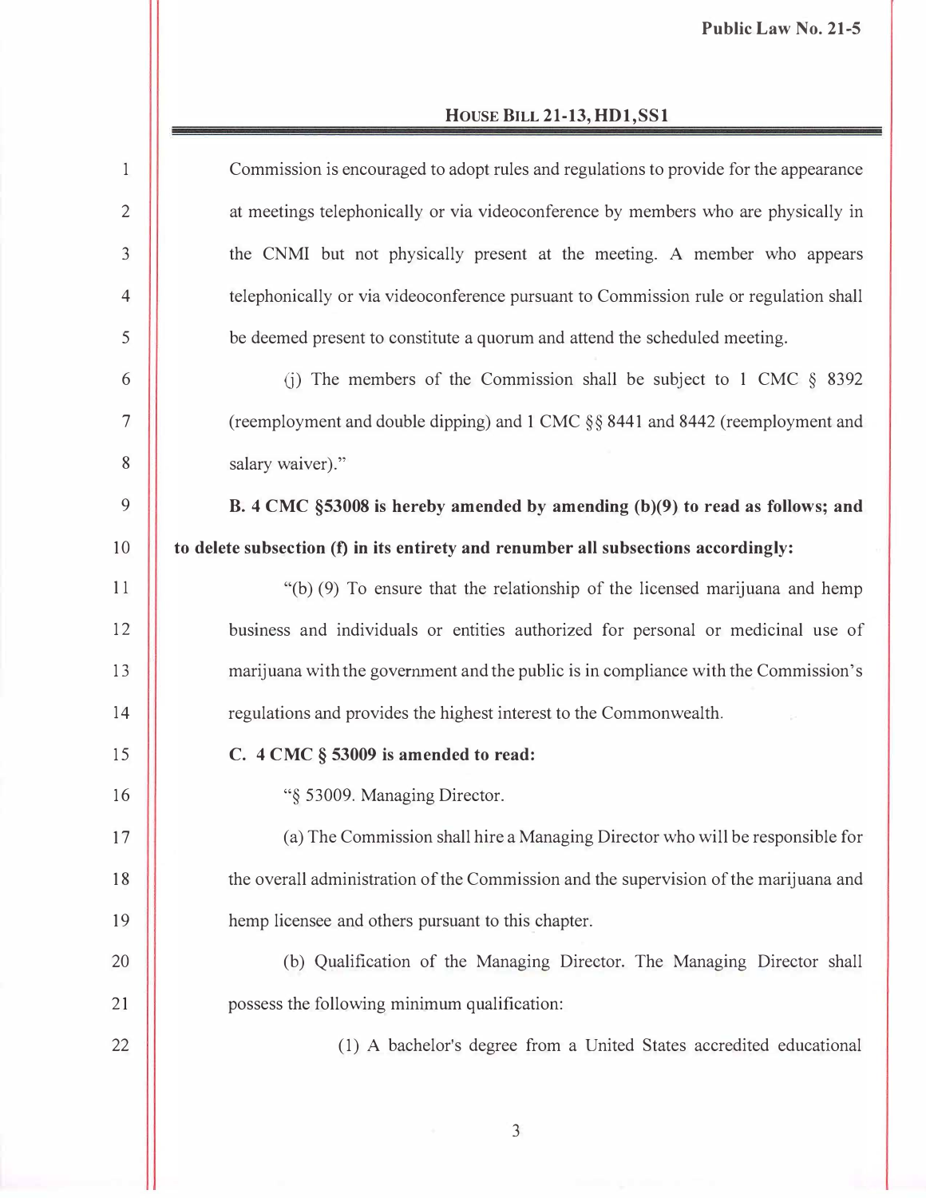Commission is encouraged to adopt rules and regulations to provide for the appearance at meetings telephonically or via videoconference by members who are physically in the CNMI but not physically present at the meeting. A member who appears telephonically or via videoconference pursuant to Commission rule or regulation shall be deemed present to constitute a quorum and attend the scheduled meeting.

(j) The members of the Commission shall be subject to 1 CMC § 8392 (reemployment and double dipping) and 1 CMC §§ 8441 and 8442 (reemployment and salary waiver)."

**B. 4 CMC §53008 is hereby amended by amending (b)(9) to read as follows; and to delete subsection (f) in its entirety and renumber all subsections accordingly:**

"(b) (9) To ensure that the relationship of the licensed marijuana and hemp business and individuals or entities authorized for personal or medicinal use of marijuana with the government and the public is in compliance with the Commission's regulations and provides the highest interest to the Commonwealth.

**C. 4 CMC § 53009 is amended to read:**

"§ 53009. Managing Director.

(a) The Commission shall hire a Managing Director who will be responsible for the overall administration of the Commission and the supervision of the marijuana and hemp licensee and others pursuant to this chapter.

(b) Qualification of the Managing Director. The Managing Director shall possess the following minimum qualification:

(1) A bachelor's degree from a United States accredited educational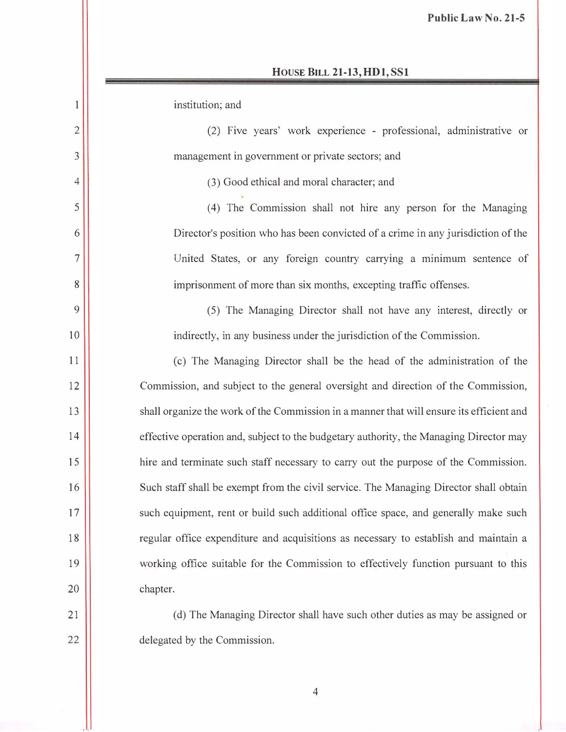institution; and

(2) Five years' work experience - professional, administrative or management in government or private sectors; and

(3) Good ethical and moral character; and

(4) The Commission shall not hire any person for the Managing Director's position who has been convicted of a crime in any jurisdiction of the United States, or any foreign country carrying a minimum sentence of imprisonment of more than six months, excepting traffic offenses.

(5) The Managing Director shall not have any interest, directly or indirectly, in any business under the jurisdiction of the Commission.

(c) The Managing Director shall be the head of the administration of the Commission, and subject to the general oversight and direction of the Commission, shall organize the work of the Commission in a manner that will ensure its efficient and effective operation and, subject to the budgetary authority, the Managing Director may hire and terminate such staff necessary to carry out the purpose of the Commission. Such staff shall be exempt from the civil service. The Managing Director shall obtain such equipment, rent or build such additional office space, and generally make such regular office expenditure and acquisitions as necessary to establish and maintain a working office suitable for the Commission to effectively function pursuant to this chapter.

(d) The Managing Director shall have such other duties as may be assigned or delegated by the Commission.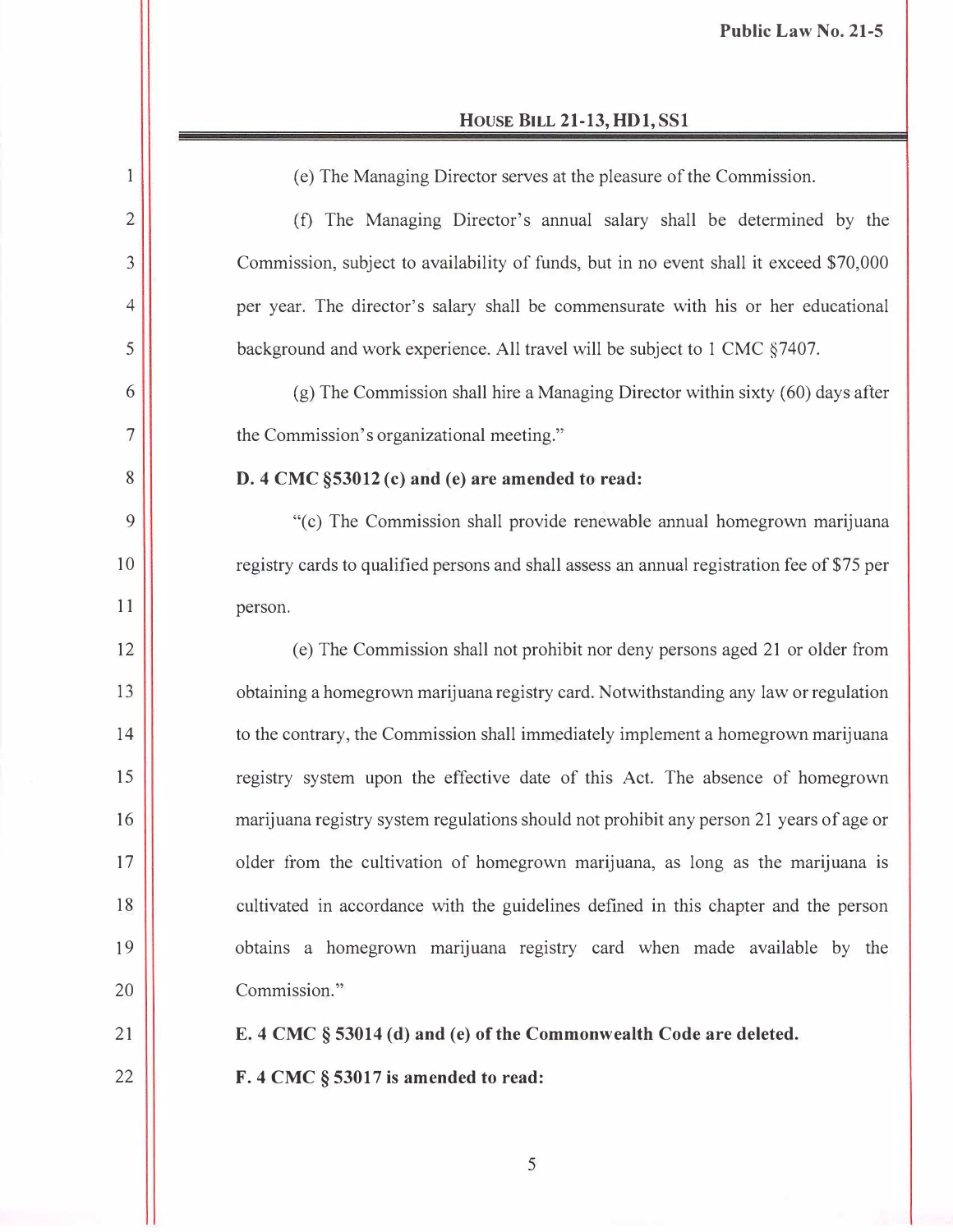(e) The Managing Director serves at the pleasure of the Commission.

(f) The Managing Director's annual salary shall be determined by the Commission, subject to availability of funds, but in no event shall it exceed $70,000 per year. The director's salary shall be commensurate with his or her educational background and work experience. All travel will be subject to 1 CMC §7407.

(g) The Commission shall hire a Managing Director within sixty (60) days after the Commission's organizational meeting."

**D. 4 CMC §53012 (c) and (e) are amended to read:**

"(c) The Commission shall provide renewable annual homegrown marijuana registry cards to qualified persons and shall assess an annual registration fee of $75 per person.

(e) The Commission shall not prohibit nor deny persons aged 21 or older from obtaining a homegrown marijuana registry card. Notwithstanding any law or regulation to the contrary, the Commission shall immediately implement a homegrown marijuana registry system upon the effective date of this Act. The absence of homegrown marijuana registry system regulations should not prohibit any person 21 years of age or older from the cultivation of homegrown marijuana, as long as the marijuana is cultivated in accordance with the guidelines defined in this chapter and the person obtains a homegrown marijuana registry card when made available by the Commission."

**E. 4 CMC § 53014 (d) and (e) of the Commonwealth Code are deleted.**

**F. 4 CMC § 53017 is amended to read:**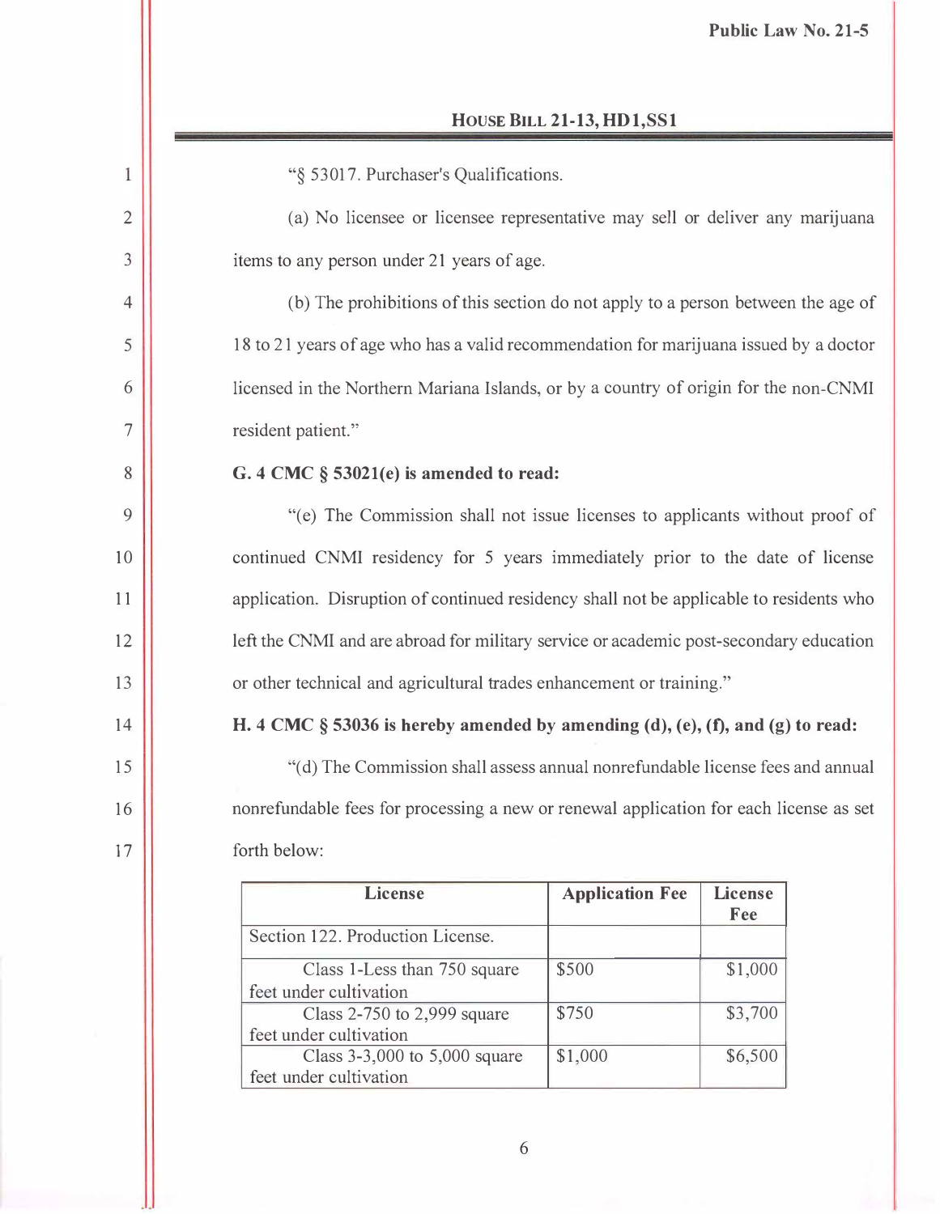"§ 53017. Purchaser's Qualifications.

(a) No licensee or licensee representative may sell or deliver any marijuana items to any person under 21 years of age.

(b) The prohibitions of this section do not apply to a person between the age of 18 to 21 years of age who has a valid recommendation for marijuana issued by a doctor licensed in the Northern Mariana Islands, or by a country of origin for the non-CNMI resident patient."

**G. 4 CMC § 53021(e) is amended to read:**

"(e) The Commission shall not issue licenses to applicants without proof of continued CNMI residency for 5 years immediately prior to the date of license application. Disruption of continued residency shall not be applicable to residents who left the CNMI and are abroad for military service or academic post-secondary education or other technical and agricultural trades enhancement or training."

**H. 4 CMC § 53036 is hereby amended by amending (d), (e), (f), and (g) to read:**

"(d) The Commission shall assess annual nonrefundable license fees and annual nonrefundable fees for processing a new or renewal application for each license as set forth below:

| License | Application Fee | License Fee |
|---|---|---|
| Section 122. Production License. | | |
| Class 1-Less than 750 square feet under cultivation | $500 | $1,000 |
| Class 2-750 to 2,999 square feet under cultivation | $750 | $3,700 |
| Class 3-3,000 to 5,000 square feet under cultivation | $1,000 | $6,500 |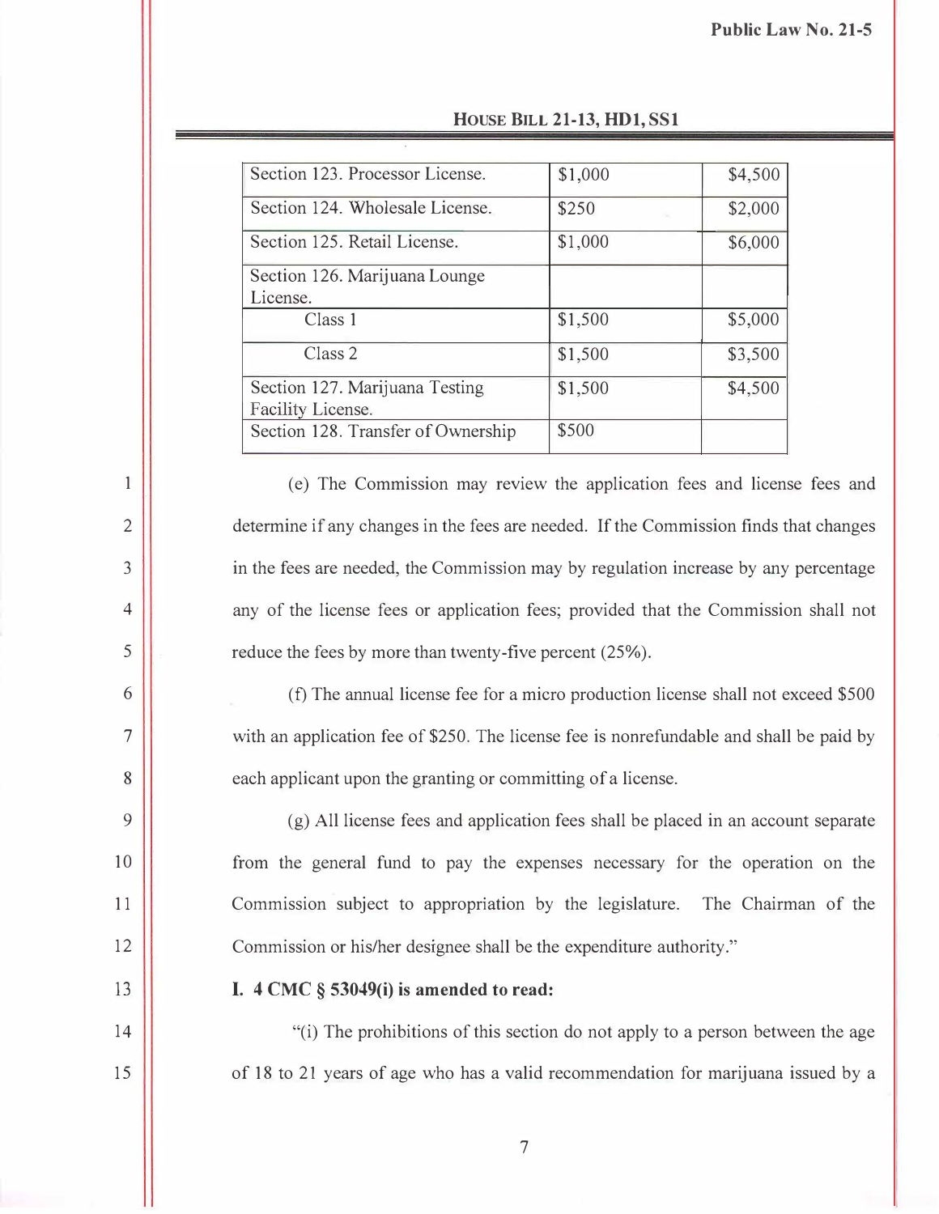| Section 123. Processor License. | $1,000 | $4,500 |
|---|---|---|
| Section 124. Wholesale License. | $250 | $2,000 |
| Section 125. Retail License. | $1,000 | $6,000 |
| Section 126. Marijuana Lounge License. | | |
| Class 1 | $1,500 | $5,000 |
| Class 2 | $1,500 | $3,500 |
| Section 127. Marijuana Testing Facility License. | $1,500 | $4,500 |
| Section 128. Transfer of Ownership | $500 | |

(e) The Commission may review the application fees and license fees and determine if any changes in the fees are needed. If the Commission finds that changes in the fees are needed, the Commission may by regulation increase by any percentage any of the license fees or application fees; provided that the Commission shall not reduce the fees by more than twenty-five percent (25%).

(f) The annual license fee for a micro production license shall not exceed $500 with an application fee of $250. The license fee is nonrefundable and shall be paid by each applicant upon the granting or committing of a license.

(g) All license fees and application fees shall be placed in an account separate from the general fund to pay the expenses necessary for the operation on the Commission subject to appropriation by the legislature. The Chairman of the Commission or his/her designee shall be the expenditure authority."

**I. 4 CMC § 53049(i) is amended to read:**

"(i) The prohibitions of this section do not apply to a person between the age of 18 to 21 years of age who has a valid recommendation for marijuana issued by a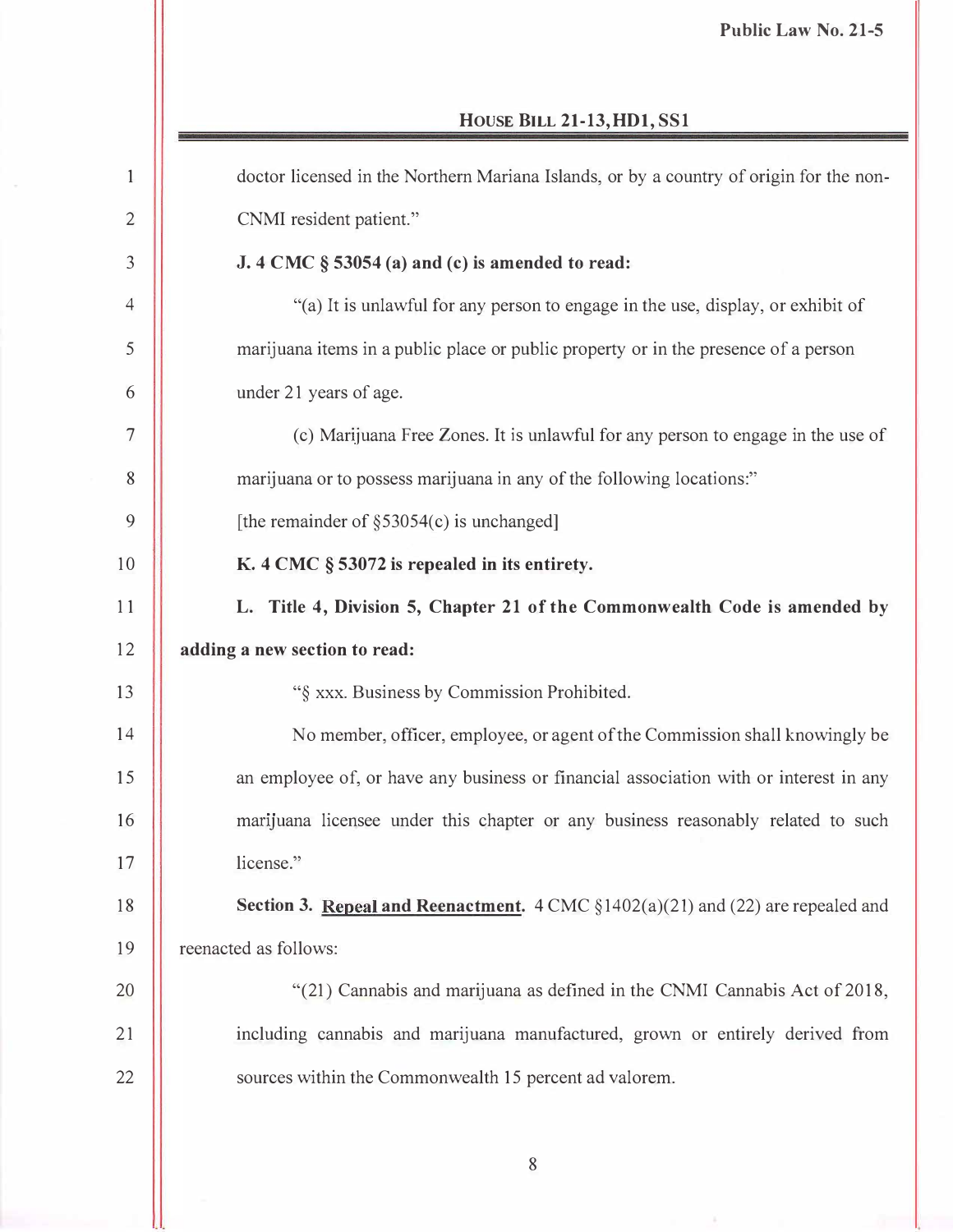doctor licensed in the Northern Mariana Islands, or by a country of origin for the non-CNMI resident patient."

**J. 4 CMC § 53054 (a) and (c) is amended to read:**

"(a) It is unlawful for any person to engage in the use, display, or exhibit of marijuana items in a public place or public property or in the presence of a person under 21 years of age.

(c) Marijuana Free Zones. It is unlawful for any person to engage in the use of marijuana or to possess marijuana in any of the following locations:"

[the remainder of §53054(c) is unchanged]

**K. 4 CMC § 53072 is repealed in its entirety.**

**L. Title 4, Division 5, Chapter 21 of the Commonwealth Code is amended by adding a new section to read:**

"§ xxx. Business by Commission Prohibited.

No member, officer, employee, or agent of the Commission shall knowingly be an employee of, or have any business or financial association with or interest in any marijuana licensee under this chapter or any business reasonably related to such license."

**Section 3. Repeal and Reenactment.** 4 CMC §1402(a)(21) and (22) are repealed and reenacted as follows:

"(21) Cannabis and marijuana as defined in the CNMI Cannabis Act of 2018, including cannabis and marijuana manufactured, grown or entirely derived from sources within the Commonwealth 15 percent ad valorem.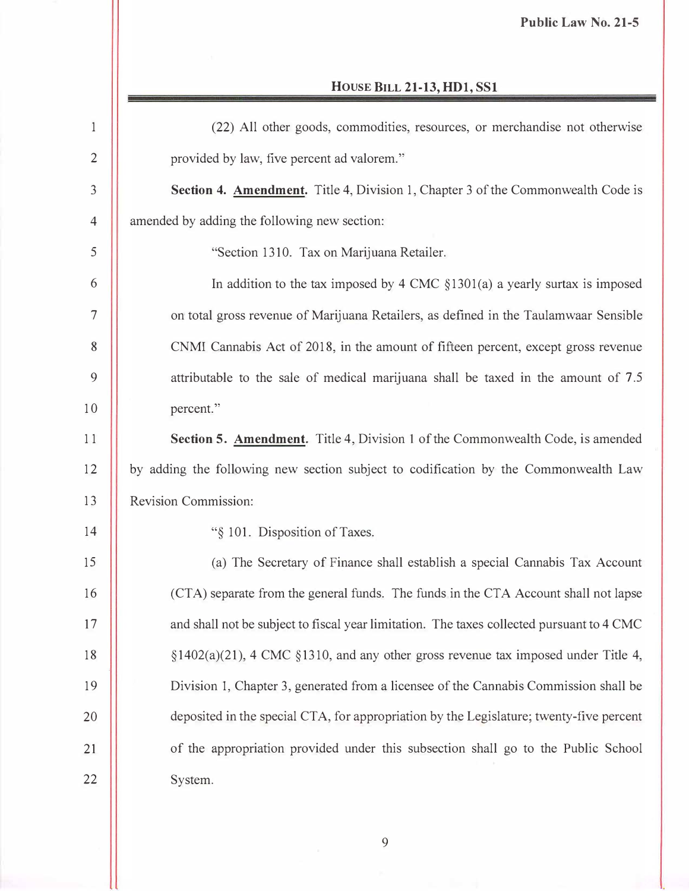(22) All other goods, commodities, resources, or merchandise not otherwise provided by law, five percent ad valorem."

**Section 4. Amendment.** Title 4, Division 1, Chapter 3 of the Commonwealth Code is amended by adding the following new section:

"Section 1310. Tax on Marijuana Retailer.

In addition to the tax imposed by 4 CMC §1301(a) a yearly surtax is imposed on total gross revenue of Marijuana Retailers, as defined in the Taulamwaar Sensible CNMI Cannabis Act of 2018, in the amount of fifteen percent, except gross revenue attributable to the sale of medical marijuana shall be taxed in the amount of 7.5 percent."

**Section 5. Amendment.** Title 4, Division 1 of the Commonwealth Code, is amended by adding the following new section subject to codification by the Commonwealth Law Revision Commission:

"§ 101. Disposition of Taxes.

(a) The Secretary of Finance shall establish a special Cannabis Tax Account (CTA) separate from the general funds. The funds in the CTA Account shall not lapse and shall not be subject to fiscal year limitation. The taxes collected pursuant to 4 CMC §1402(a)(21), 4 CMC §1310, and any other gross revenue tax imposed under Title 4, Division 1, Chapter 3, generated from a licensee of the Cannabis Commission shall be deposited in the special CTA, for appropriation by the Legislature; twenty-five percent of the appropriation provided under this subsection shall go to the Public School System.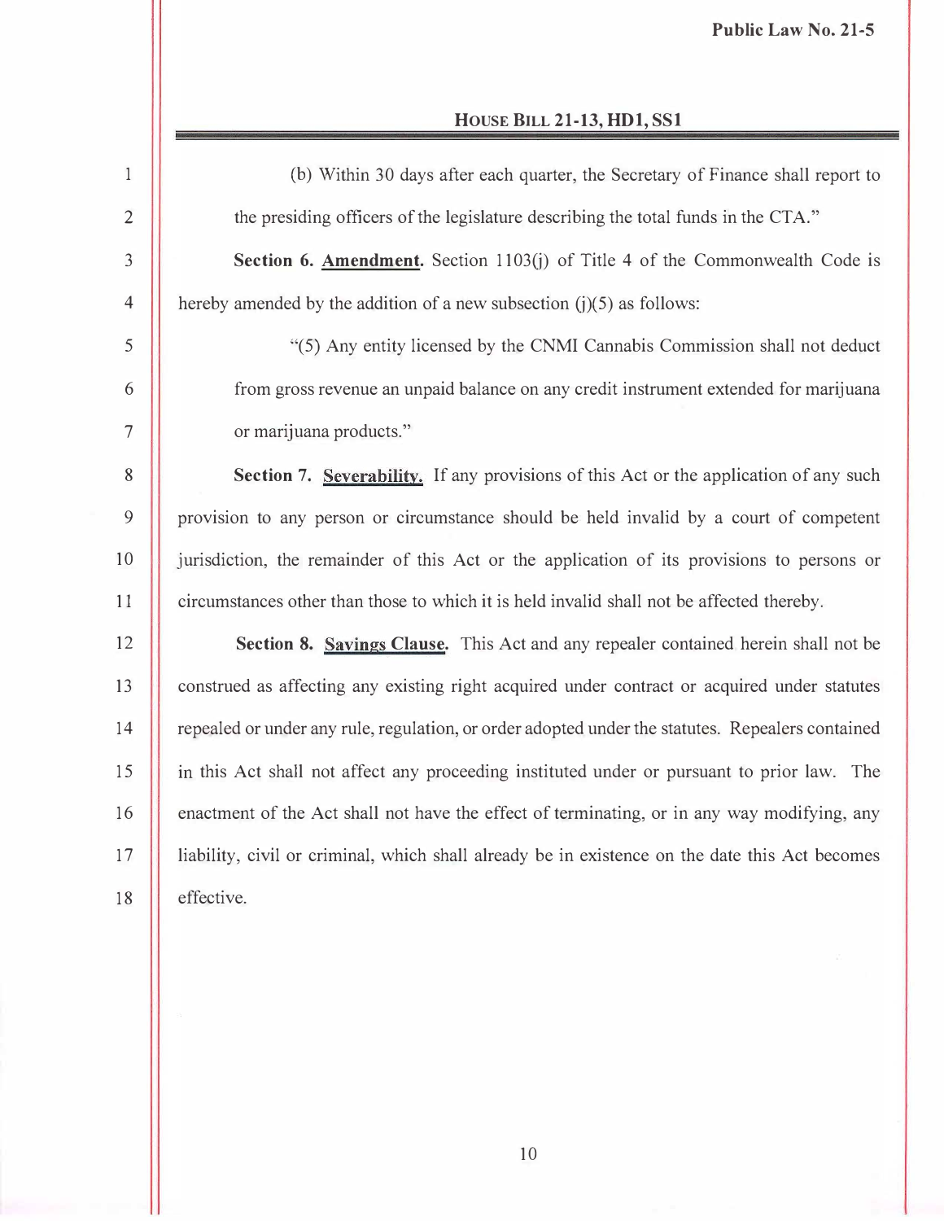(b) Within 30 days after each quarter, the Secretary of Finance shall report to the presiding officers of the legislature describing the total funds in the CTA."

**Section 6. Amendment.** Section 1103(j) of Title 4 of the Commonwealth Code is hereby amended by the addition of a new subsection (j)(5) as follows:

"(5) Any entity licensed by the CNMI Cannabis Commission shall not deduct from gross revenue an unpaid balance on any credit instrument extended for marijuana or marijuana products."

**Section 7. Severability.** If any provisions of this Act or the application of any such provision to any person or circumstance should be held invalid by a court of competent jurisdiction, the remainder of this Act or the application of its provisions to persons or circumstances other than those to which it is held invalid shall not be affected thereby.

**Section 8. Savings Clause.** This Act and any repealer contained herein shall not be construed as affecting any existing right acquired under contract or acquired under statutes repealed or under any rule, regulation, or order adopted under the statutes. Repealers contained in this Act shall not affect any proceeding instituted under or pursuant to prior law. The enactment of the Act shall not have the effect of terminating, or in any way modifying, any liability, civil or criminal, which shall already be in existence on the date this Act becomes effective.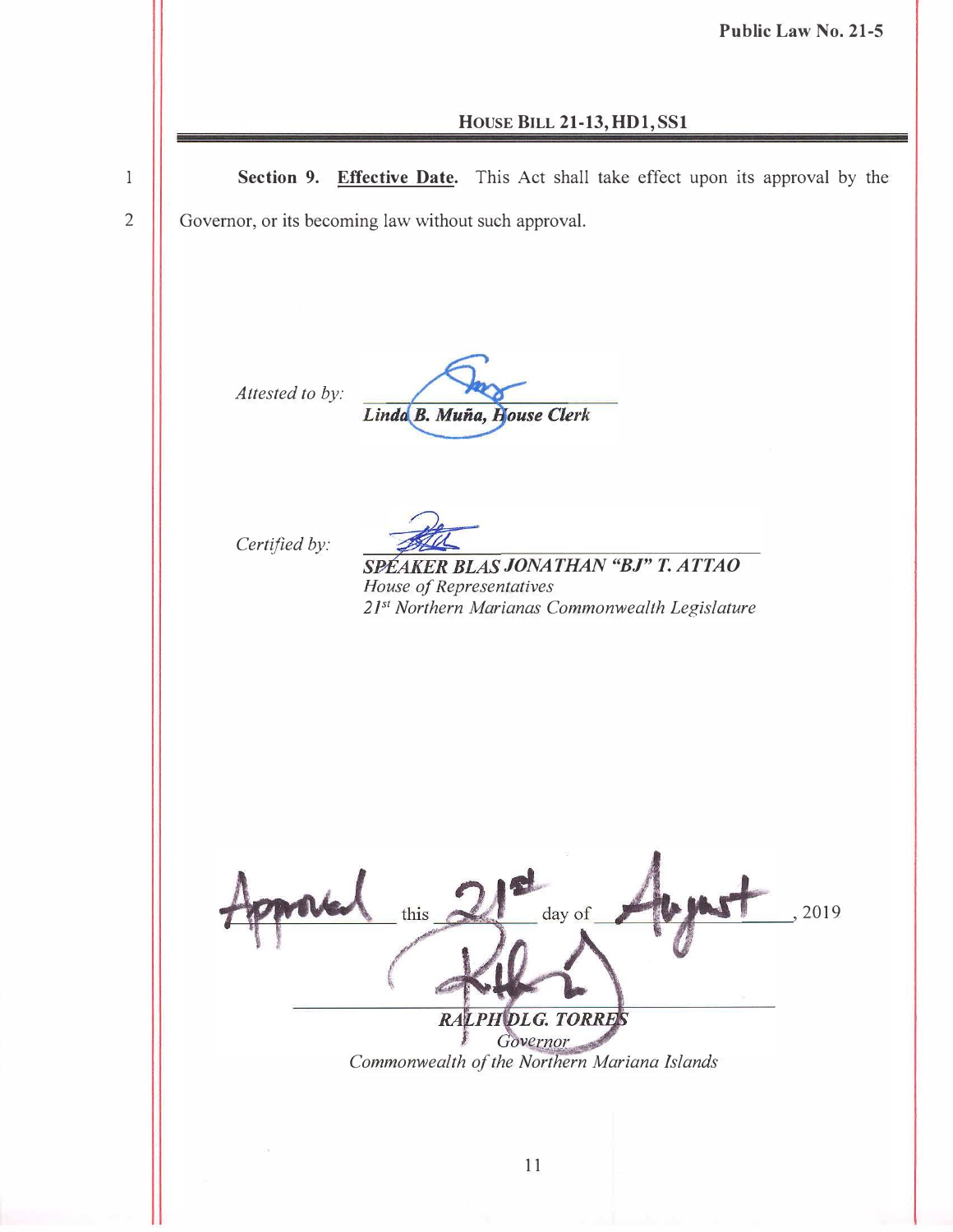**HOUSE BILL 21-13, HD1, SS1**

**Section 9. Effective Date.** This Act shall take effect upon its approval by the Governor, or its becoming law without such approval.

*Attested to by:* ______________________
***Linda B. Muña, House Clerk***

*Certified by:* ______________________
***SPEAKER BLAS JONATHAN "BJ" T. ATTAO***
*House of Representatives*
*21st Northern Marianas Commonwealth Legislature*

Approved this 21st day of August, 2019

______________________
***RALPH DLG. TORRES***
*Governor*
*Commonwealth of the Northern Mariana Islands*